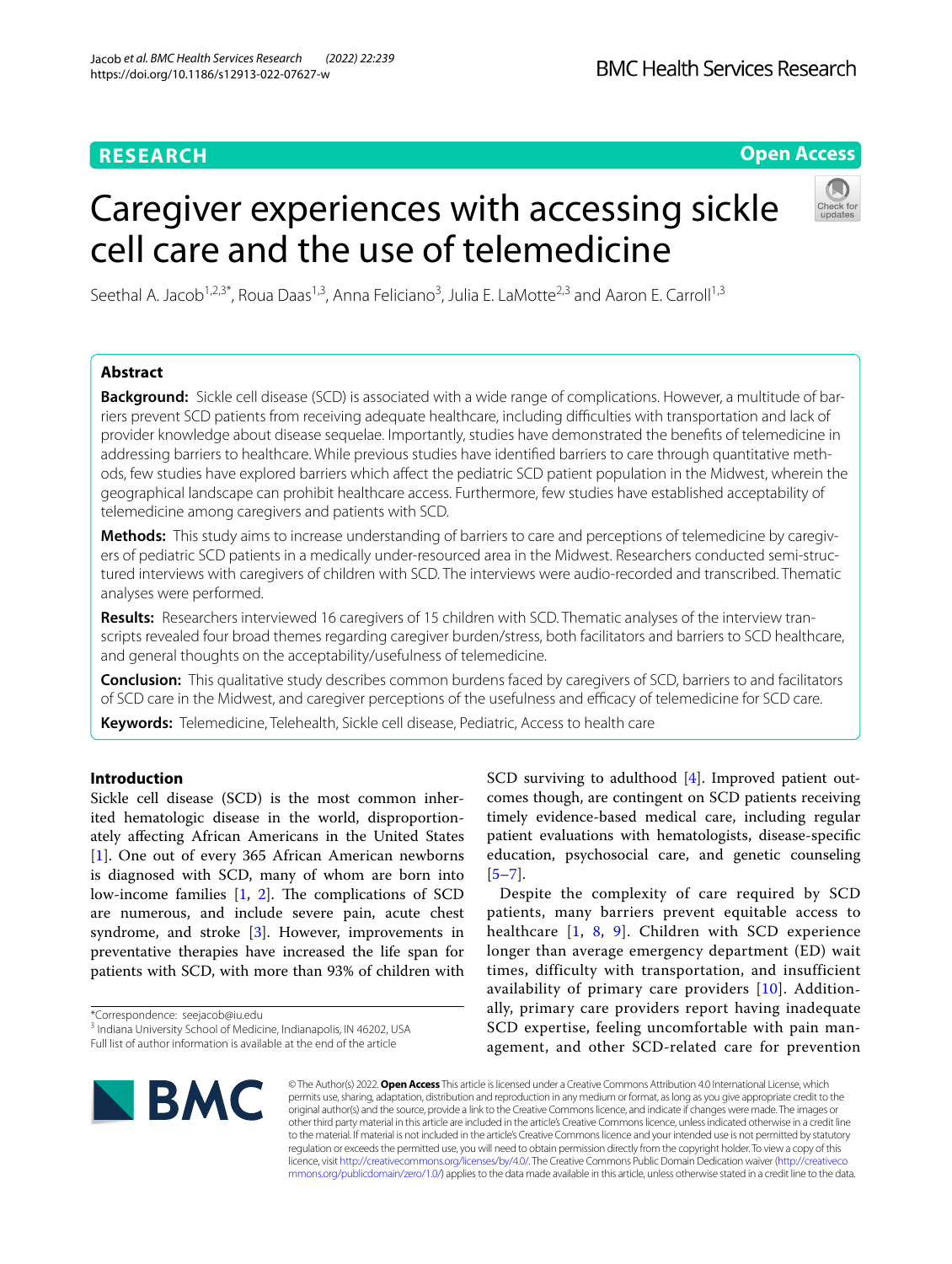RESEARCH

Open Access

# Caregiver experiences with accessing sickle cell care and the use of telemedicine

Seethal A. Jacob[1,2,3*], Roua Daas[1,3], Anna Feliciano[3], Julia E. LaMotte[2,3] and Aaron E. Carroll[1,3]

## Abstract

**Background:** Sickle cell disease (SCD) is associated with a wide range of complications. However, a multitude of barriers prevent SCD patients from receiving adequate healthcare, including difficulties with transportation and lack of provider knowledge about disease sequelae. Importantly, studies have demonstrated the benefits of telemedicine in addressing barriers to healthcare. While previous studies have identified barriers to care through quantitative methods, few studies have explored barriers which affect the pediatric SCD patient population in the Midwest, wherein the geographical landscape can prohibit healthcare access. Furthermore, few studies have established acceptability of telemedicine among caregivers and patients with SCD.

**Methods:** This study aims to increase understanding of barriers to care and perceptions of telemedicine by caregivers of pediatric SCD patients in a medically under-resourced area in the Midwest. Researchers conducted semi-structured interviews with caregivers of children with SCD. The interviews were audio-recorded and transcribed. Thematic analyses were performed.

**Results:** Researchers interviewed 16 caregivers of 15 children with SCD. Thematic analyses of the interview transcripts revealed four broad themes regarding caregiver burden/stress, both facilitators and barriers to SCD healthcare, and general thoughts on the acceptability/usefulness of telemedicine.

**Conclusion:** This qualitative study describes common burdens faced by caregivers of SCD, barriers to and facilitators of SCD care in the Midwest, and caregiver perceptions of the usefulness and efficacy of telemedicine for SCD care.

**Keywords:** Telemedicine, Telehealth, Sickle cell disease, Pediatric, Access to health care

## Introduction

Sickle cell disease (SCD) is the most common inherited hematologic disease in the world, disproportionately affecting African Americans in the United States [1]. One out of every 365 African American newborns is diagnosed with SCD, many of whom are born into low-income families [1, 2]. The complications of SCD are numerous, and include severe pain, acute chest syndrome, and stroke [3]. However, improvements in preventative therapies have increased the life span for patients with SCD, with more than 93% of children with SCD surviving to adulthood [4]. Improved patient outcomes though, are contingent on SCD patients receiving timely evidence-based medical care, including regular patient evaluations with hematologists, disease-specific education, psychosocial care, and genetic counseling [5–7].

Despite the complexity of care required by SCD patients, many barriers prevent equitable access to healthcare [1, 8, 9]. Children with SCD experience longer than average emergency department (ED) wait times, difficulty with transportation, and insufficient availability of primary care providers [10]. Additionally, primary care providers report having inadequate SCD expertise, feeling uncomfortable with pain management, and other SCD-related care for prevention

*Correspondence: seejacob@iu.edu
[3] Indiana University School of Medicine, Indianapolis, IN 46202, USA
Full list of author information is available at the end of the article

© The Author(s) 2022. **Open Access** This article is licensed under a Creative Commons Attribution 4.0 International License, which permits use, sharing, adaptation, distribution and reproduction in any medium or format, as long as you give appropriate credit to the original author(s) and the source, provide a link to the Creative Commons licence, and indicate if changes were made. The images or other third party material in this article are included in the article's Creative Commons licence, unless indicated otherwise in a credit line to the material. If material is not included in the article's Creative Commons licence and your intended use is not permitted by statutory regulation or exceeds the permitted use, you will need to obtain permission directly from the copyright holder. To view a copy of this licence, visit http://creativecommons.org/licenses/by/4.0/. The Creative Commons Public Domain Dedication waiver (http://creativecommons.org/publicdomain/zero/1.0/) applies to the data made available in this article, unless otherwise stated in a credit line to the data.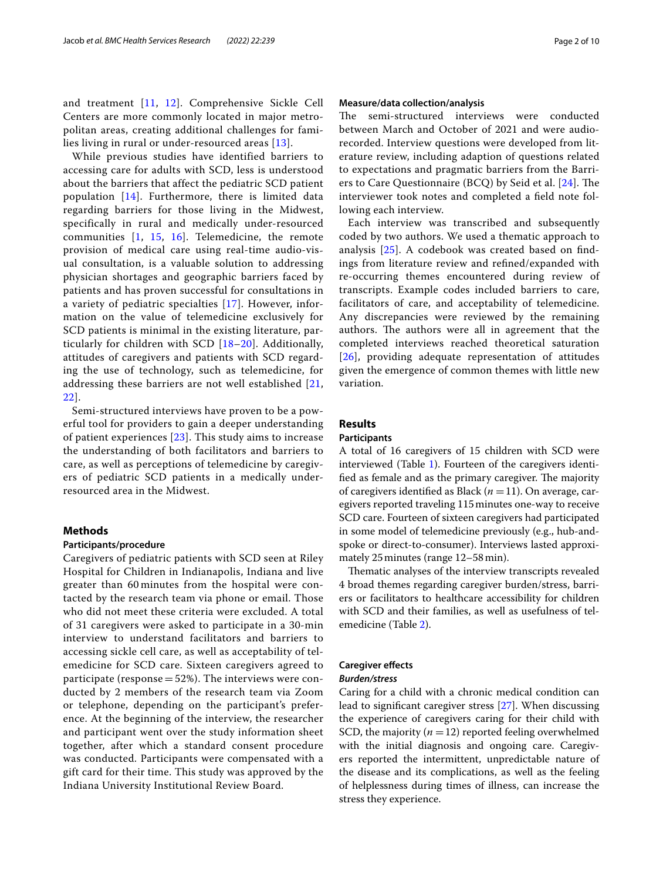and treatment [11, 12]. Comprehensive Sickle Cell Centers are more commonly located in major metropolitan areas, creating additional challenges for families living in rural or under-resourced areas [13].

While previous studies have identified barriers to accessing care for adults with SCD, less is understood about the barriers that affect the pediatric SCD patient population [14]. Furthermore, there is limited data regarding barriers for those living in the Midwest, specifically in rural and medically under-resourced communities [1, 15, 16]. Telemedicine, the remote provision of medical care using real-time audio-visual consultation, is a valuable solution to addressing physician shortages and geographic barriers faced by patients and has proven successful for consultations in a variety of pediatric specialties [17]. However, information on the value of telemedicine exclusively for SCD patients is minimal in the existing literature, particularly for children with SCD [18–20]. Additionally, attitudes of caregivers and patients with SCD regarding the use of technology, such as telemedicine, for addressing these barriers are not well established [21, 22].

Semi-structured interviews have proven to be a powerful tool for providers to gain a deeper understanding of patient experiences [23]. This study aims to increase the understanding of both facilitators and barriers to care, as well as perceptions of telemedicine by caregivers of pediatric SCD patients in a medically under-resourced area in the Midwest.

## Methods

### Participants/procedure

Caregivers of pediatric patients with SCD seen at Riley Hospital for Children in Indianapolis, Indiana and live greater than 60 minutes from the hospital were contacted by the research team via phone or email. Those who did not meet these criteria were excluded. A total of 31 caregivers were asked to participate in a 30-min interview to understand facilitators and barriers to accessing sickle cell care, as well as acceptability of telemedicine for SCD care. Sixteen caregivers agreed to participate (response = 52%). The interviews were conducted by 2 members of the research team via Zoom or telephone, depending on the participant's preference. At the beginning of the interview, the researcher and participant went over the study information sheet together, after which a standard consent procedure was conducted. Participants were compensated with a gift card for their time. This study was approved by the Indiana University Institutional Review Board.

### Measure/data collection/analysis

The semi-structured interviews were conducted between March and October of 2021 and were audio-recorded. Interview questions were developed from literature review, including adaption of questions related to expectations and pragmatic barriers from the Barriers to Care Questionnaire (BCQ) by Seid et al. [24]. The interviewer took notes and completed a field note following each interview.

Each interview was transcribed and subsequently coded by two authors. We used a thematic approach to analysis [25]. A codebook was created based on findings from literature review and refined/expanded with re-occurring themes encountered during review of transcripts. Example codes included barriers to care, facilitators of care, and acceptability of telemedicine. Any discrepancies were reviewed by the remaining authors. The authors were all in agreement that the completed interviews reached theoretical saturation [26], providing adequate representation of attitudes given the emergence of common themes with little new variation.

## Results

### Participants

A total of 16 caregivers of 15 children with SCD were interviewed (Table 1). Fourteen of the caregivers identified as female and as the primary caregiver. The majority of caregivers identified as Black ($n = 11$). On average, caregivers reported traveling 115 minutes one-way to receive SCD care. Fourteen of sixteen caregivers had participated in some model of telemedicine previously (e.g., hub-and-spoke or direct-to-consumer). Interviews lasted approximately 25 minutes (range 12–58 min).

Thematic analyses of the interview transcripts revealed 4 broad themes regarding caregiver burden/stress, barriers or facilitators to healthcare accessibility for children with SCD and their families, as well as usefulness of telemedicine (Table 2).

### Caregiver effects

#### *Burden/stress*

Caring for a child with a chronic medical condition can lead to significant caregiver stress [27]. When discussing the experience of caregivers caring for their child with SCD, the majority ($n = 12$) reported feeling overwhelmed with the initial diagnosis and ongoing care. Caregivers reported the intermittent, unpredictable nature of the disease and its complications, as well as the feeling of helplessness during times of illness, can increase the stress they experience.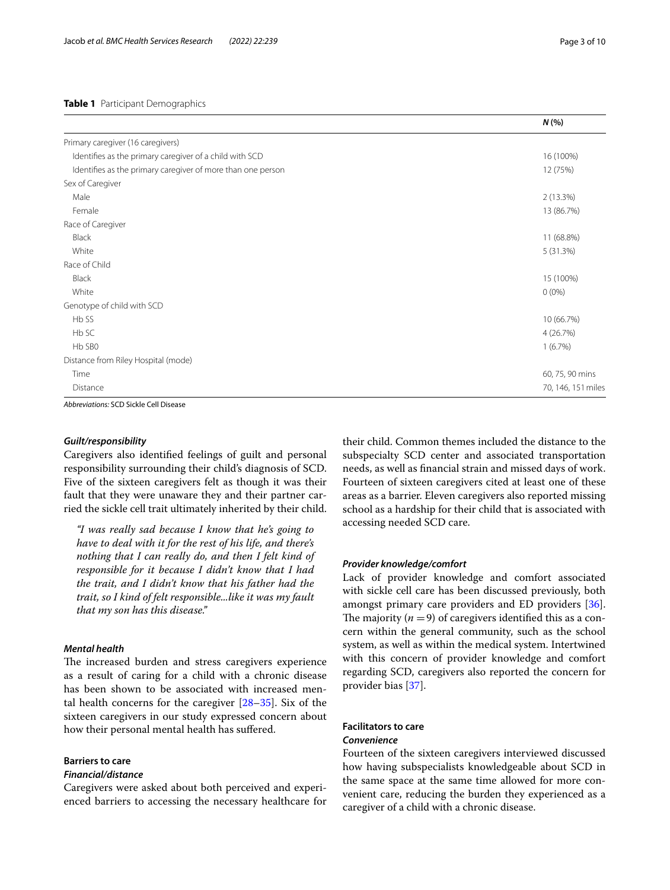**Table 1** Participant Demographics

| | N (%) |
|---|---|
| Primary caregiver (16 caregivers) | |
| Identifies as the primary caregiver of a child with SCD | 16 (100%) |
| Identifies as the primary caregiver of more than one person | 12 (75%) |
| Sex of Caregiver | |
| Male | 2 (13.3%) |
| Female | 13 (86.7%) |
| Race of Caregiver | |
| Black | 11 (68.8%) |
| White | 5 (31.3%) |
| Race of Child | |
| Black | 15 (100%) |
| White | 0 (0%) |
| Genotype of child with SCD | |
| Hb SS | 10 (66.7%) |
| Hb SC | 4 (26.7%) |
| Hb SB0 | 1 (6.7%) |
| Distance from Riley Hospital (mode) | |
| Time | 60, 75, 90 mins |
| Distance | 70, 146, 151 miles |

*Abbreviations:* SCD Sickle Cell Disease

#### *Guilt/responsibility*

Caregivers also identified feelings of guilt and personal responsibility surrounding their child's diagnosis of SCD. Five of the sixteen caregivers felt as though it was their fault that they were unaware they and their partner carried the sickle cell trait ultimately inherited by their child.

> *"I was really sad because I know that he's going to have to deal with it for the rest of his life, and there's nothing that I can really do, and then I felt kind of responsible for it because I didn't know that I had the trait, and I didn't know that his father had the trait, so I kind of felt responsible...like it was my fault that my son has this disease."*

#### *Mental health*

The increased burden and stress caregivers experience as a result of caring for a child with a chronic disease has been shown to be associated with increased mental health concerns for the caregiver [28–35]. Six of the sixteen caregivers in our study expressed concern about how their personal mental health has suffered.

### Barriers to care

#### *Financial/distance*

Caregivers were asked about both perceived and experienced barriers to accessing the necessary healthcare for their child. Common themes included the distance to the subspecialty SCD center and associated transportation needs, as well as financial strain and missed days of work. Fourteen of sixteen caregivers cited at least one of these areas as a barrier. Eleven caregivers also reported missing school as a hardship for their child that is associated with accessing needed SCD care.

#### *Provider knowledge/comfort*

Lack of provider knowledge and comfort associated with sickle cell care has been discussed previously, both amongst primary care providers and ED providers [36]. The majority ($n = 9$) of caregivers identified this as a concern within the general community, such as the school system, as well as within the medical system. Intertwined with this concern of provider knowledge and comfort regarding SCD, caregivers also reported the concern for provider bias [37].

### Facilitators to care

#### *Convenience*

Fourteen of the sixteen caregivers interviewed discussed how having subspecialists knowledgeable about SCD in the same space at the same time allowed for more convenient care, reducing the burden they experienced as a caregiver of a child with a chronic disease.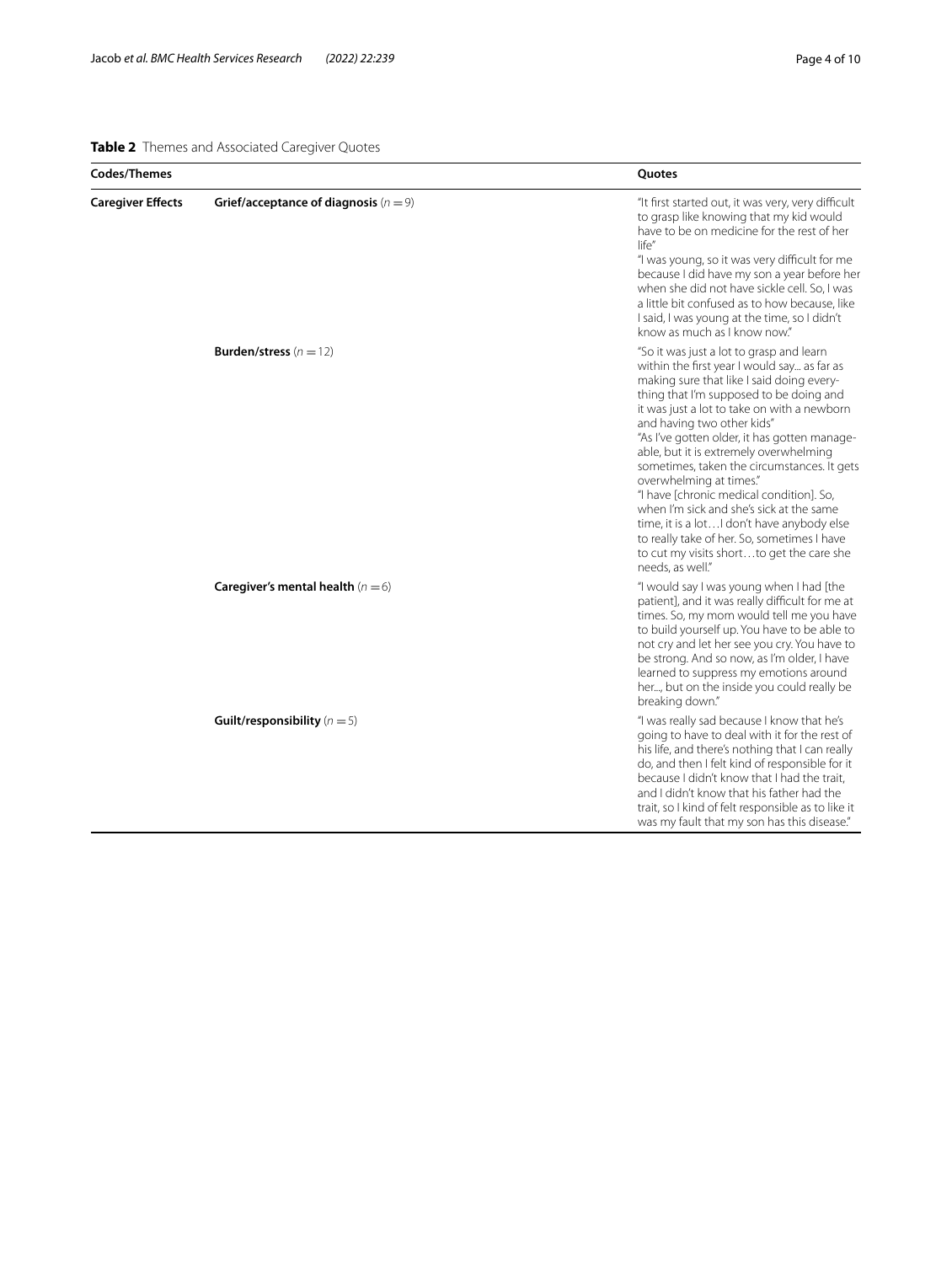**Table 2** Themes and Associated Caregiver Quotes

| Codes/Themes | | Quotes |
|---|---|---|
| **Caregiver Effects** | **Grief/acceptance of diagnosis** ($n = 9$) | "It first started out, it was very, very difficult to grasp like knowing that my kid would have to be on medicine for the rest of her life"<br>"I was young, so it was very difficult for me because I did have my son a year before her when she did not have sickle cell. So, I was a little bit confused as to how because, like I said, I was young at the time, so I didn't know as much as I know now." |
| | **Burden/stress** ($n = 12$) | "So it was just a lot to grasp and learn within the first year I would say... as far as making sure that like I said doing everything that I'm supposed to be doing and it was just a lot to take on with a newborn and having two other kids"<br>"As I've gotten older, it has gotten manageable, but it is extremely overwhelming sometimes, taken the circumstances. It gets overwhelming at times."<br>"I have [chronic medical condition]. So, when I'm sick and she's sick at the same time, it is a lot…I don't have anybody else to really take of her. So, sometimes I have to cut my visits short…to get the care she needs, as well." |
| | **Caregiver's mental health** ($n = 6$) | "I would say I was young when I had [the patient], and it was really difficult for me at times. So, my mom would tell me you have to build yourself up. You have to be able to not cry and let her see you cry. You have to be strong. And so now, as I'm older, I have learned to suppress my emotions around her..., but on the inside you could really be breaking down." |
| | **Guilt/responsibility** ($n = 5$) | "I was really sad because I know that he's going to have to deal with it for the rest of his life, and there's nothing that I can really do, and then I felt kind of responsible for it because I didn't know that I had the trait, and I didn't know that his father had the trait, so I kind of felt responsible as to like it was my fault that my son has this disease." |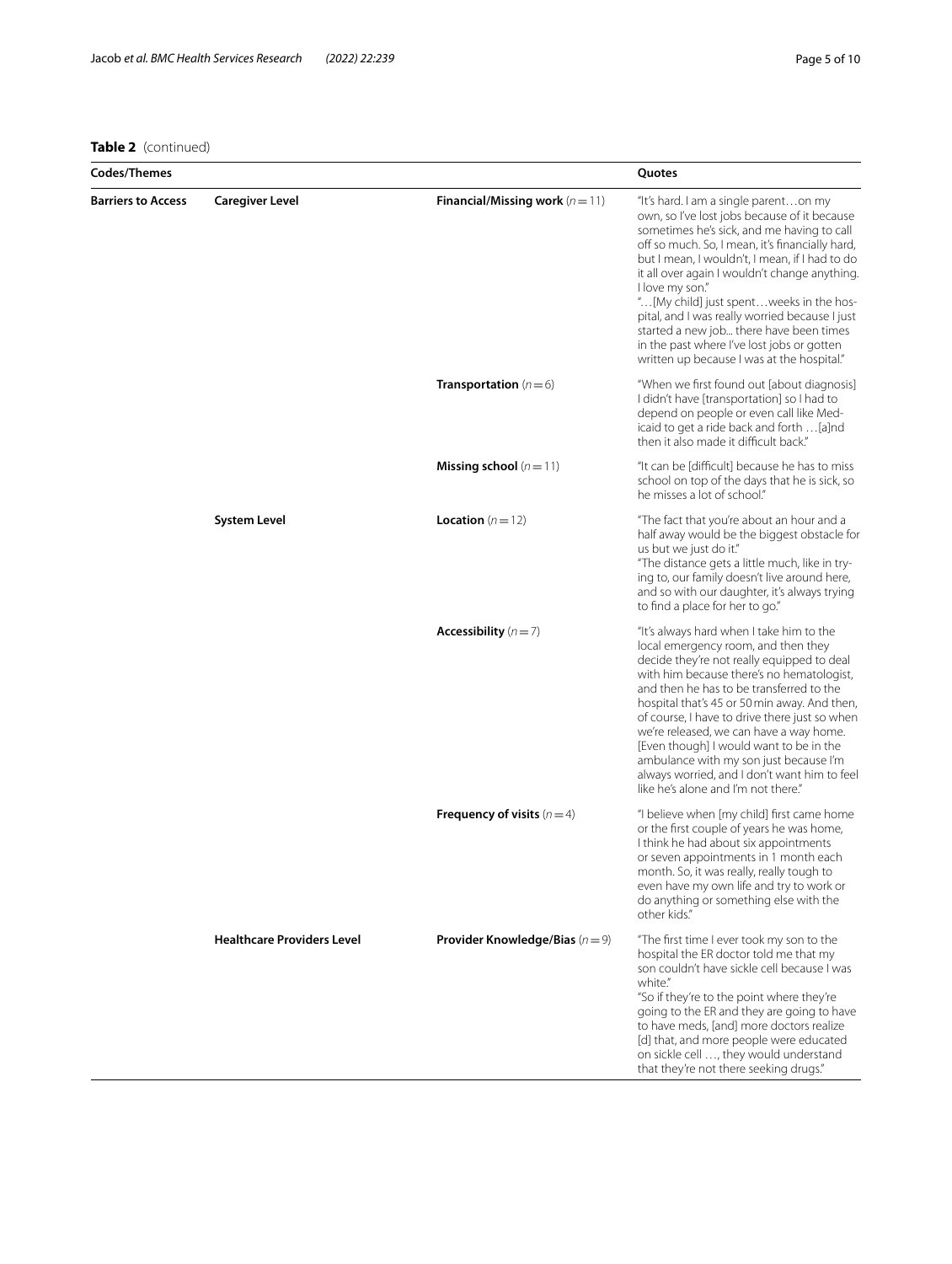**Table 2** (continued)

| Codes/Themes | | | Quotes |
| --- | --- | --- | --- |
| **Barriers to Access** | **Caregiver Level** | **Financial/Missing work** ($n = 11$) | "It's hard. I am a single parent…on my own, so I've lost jobs because of it because sometimes he's sick, and me having to call off so much. So, I mean, it's financially hard, but I mean, I wouldn't, I mean, if I had to do it all over again I wouldn't change anything. I love my son." "…[My child] just spent…weeks in the hospital, and I was really worried because I just started a new job... there have been times in the past where I've lost jobs or gotten written up because I was at the hospital." |
| | | **Transportation** ($n = 6$) | "When we first found out [about diagnosis] I didn't have [transportation] so I had to depend on people or even call like Medicaid to get a ride back and forth …[a]nd then it also made it difficult back." |
| | | **Missing school** ($n = 11$) | "It can be [difficult] because he has to miss school on top of the days that he is sick, so he misses a lot of school." |
| | **System Level** | **Location** ($n = 12$) | "The fact that you're about an hour and a half away would be the biggest obstacle for us but we just do it." "The distance gets a little much, like in trying to, our family doesn't live around here, and so with our daughter, it's always trying to find a place for her to go." |
| | | **Accessibility** ($n = 7$) | "It's always hard when I take him to the local emergency room, and then they decide they're not really equipped to deal with him because there's no hematologist, and then he has to be transferred to the hospital that's 45 or 50 min away. And then, of course, I have to drive there just so when we're released, we can have a way home. [Even though] I would want to be in the ambulance with my son just because I'm always worried, and I don't want him to feel like he's alone and I'm not there." |
| | | **Frequency of visits** ($n = 4$) | "I believe when [my child] first came home or the first couple of years he was home, I think he had about six appointments or seven appointments in 1 month each month. So, it was really, really tough to even have my own life and try to work or do anything or something else with the other kids." |
| | **Healthcare Providers Level** | **Provider Knowledge/Bias** ($n = 9$) | "The first time I ever took my son to the hospital the ER doctor told me that my son couldn't have sickle cell because I was white." "So if they're to the point where they're going to the ER and they are going to have to have meds, [and] more doctors realize [d] that, and more people were educated on sickle cell …, they would understand that they're not there seeking drugs." |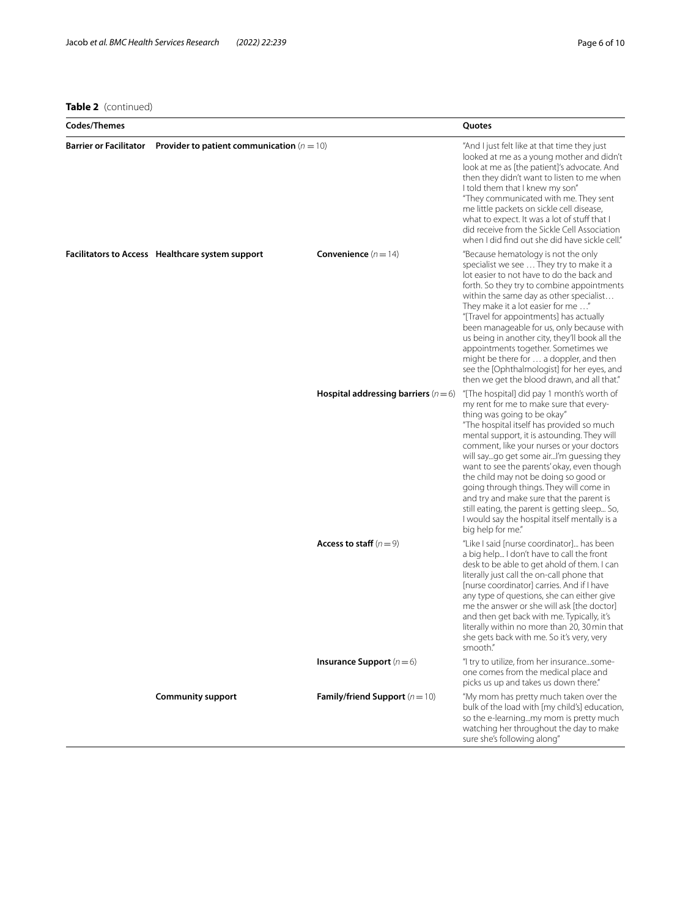**Table 2** (continued)

| Codes/Themes | | | Quotes |
|---|---|---|---|
| **Barrier or Facilitator** | **Provider to patient communication** (*n* = 10) | | "And I just felt like at that time they just looked at me as a young mother and didn't look at me as [the patient]'s advocate. And then they didn't want to listen to me when I told them that I knew my son" "They communicated with me. They sent me little packets on sickle cell disease, what to expect. It was a lot of stuff that I did receive from the Sickle Cell Association when I did find out she did have sickle cell." |
| **Facilitators to Access** | **Healthcare system support** | **Convenience** (*n* = 14) | "Because hematology is not the only specialist we see … They try to make it a lot easier to not have to do the back and forth. So they try to combine appointments within the same day as other specialist… They make it a lot easier for me …" "[Travel for appointments] has actually been manageable for us, only because with us being in another city, they'll book all the appointments together. Sometimes we might be there for … a doppler, and then see the [Ophthalmologist] for her eyes, and then we get the blood drawn, and all that." |
| | | **Hospital addressing barriers** (*n* = 6) | "[The hospital] did pay 1 month's worth of my rent for me to make sure that everything was going to be okay" "The hospital itself has provided so much mental support, it is astounding. They will comment, like your nurses or your doctors will say...go get some air...I'm guessing they want to see the parents' okay, even though the child may not be doing so good or going through things. They will come in and try and make sure that the parent is still eating, the parent is getting sleep... So, I would say the hospital itself mentally is a big help for me." |
| | | **Access to staff** (*n* = 9) | "Like I said [nurse coordinator]... has been a big help... I don't have to call the front desk to be able to get ahold of them. I can literally just call the on-call phone that [nurse coordinator] carries. And if I have any type of questions, she can either give me the answer or she will ask [the doctor] and then get back with me. Typically, it's literally within no more than 20, 30 min that she gets back with me. So it's very, very smooth." |
| | | **Insurance Support** (*n* = 6) | "I try to utilize, from her insurance...someone comes from the medical place and picks us up and takes us down there." |
| | **Community support** | **Family/friend Support** (*n* = 10) | "My mom has pretty much taken over the bulk of the load with [my child's] education, so the e-learning...my mom is pretty much watching her throughout the day to make sure she's following along" |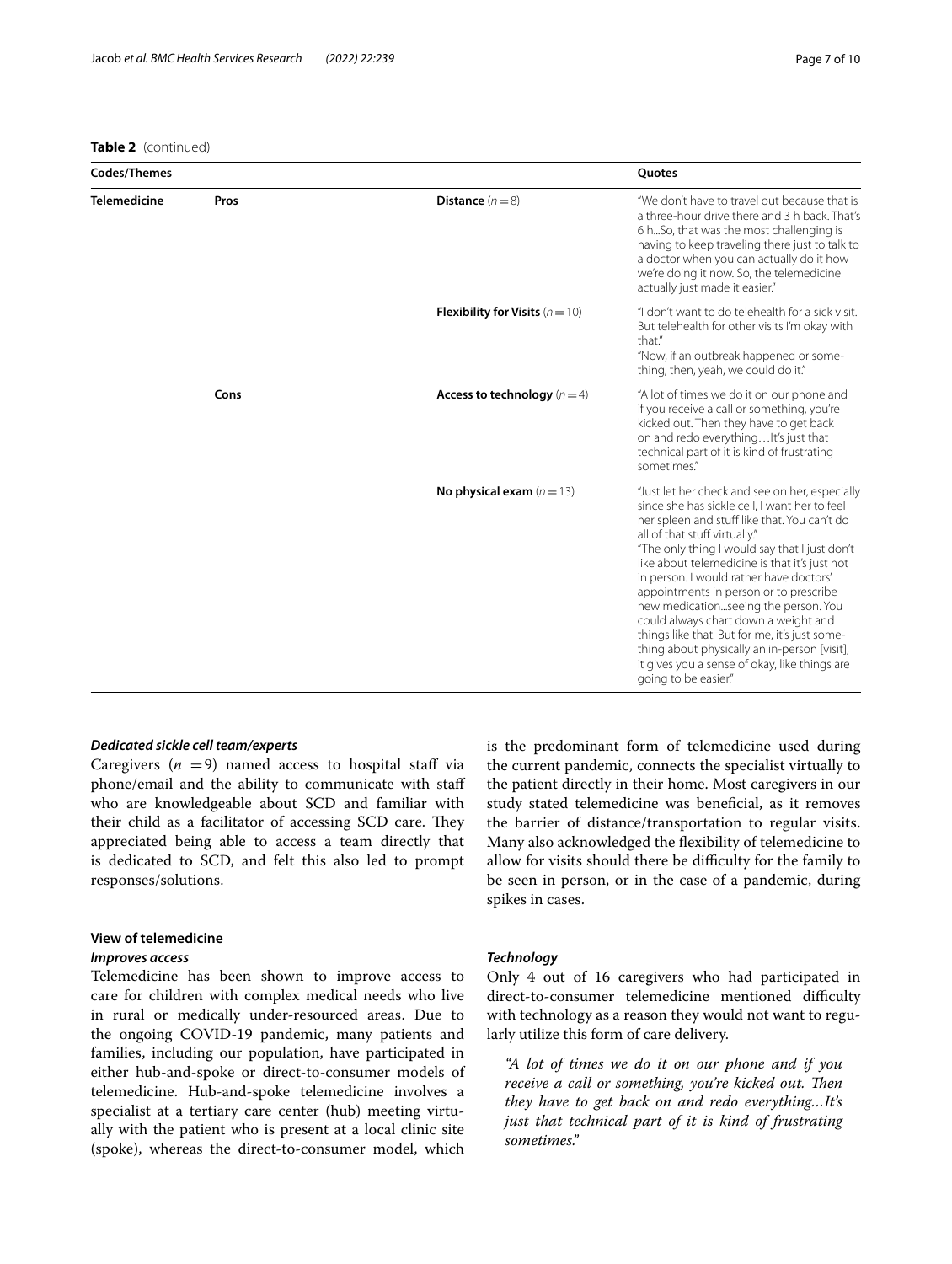**Table 2** (continued)

| Codes/Themes | | | Quotes |
|---|---|---|---|
| **Telemedicine** | **Pros** | **Distance** ($n = 8$) | "We don't have to travel out because that is a three-hour drive there and 3 h back. That's 6 h...So, that was the most challenging is having to keep traveling there just to talk to a doctor when you can actually do it how we're doing it now. So, the telemedicine actually just made it easier." |
| | | **Flexibility for Visits** ($n = 10$) | "I don't want to do telehealth for a sick visit. But telehealth for other visits I'm okay with that." "Now, if an outbreak happened or something, then, yeah, we could do it." |
| | **Cons** | **Access to technology** ($n = 4$) | "A lot of times we do it on our phone and if you receive a call or something, you're kicked out. Then they have to get back on and redo everything…It's just that technical part of it is kind of frustrating sometimes." |
| | | **No physical exam** ($n = 13$) | "Just let her check and see on her, especially since she has sickle cell, I want her to feel her spleen and stuff like that. You can't do all of that stuff virtually." "The only thing I would say that I just don't like about telemedicine is that it's just not in person. I would rather have doctors' appointments in person or to prescribe new medication...seeing the person. You could always chart down a weight and things like that. But for me, it's just something about physically an in-person [visit], it gives you a sense of okay, like things are going to be easier." |

#### *Dedicated sickle cell team/experts*

Caregivers ($n = 9$) named access to hospital staff via phone/email and the ability to communicate with staff who are knowledgeable about SCD and familiar with their child as a facilitator of accessing SCD care. They appreciated being able to access a team directly that is dedicated to SCD, and felt this also led to prompt responses/solutions.

### View of telemedicine

#### *Improves access*

Telemedicine has been shown to improve access to care for children with complex medical needs who live in rural or medically under-resourced areas. Due to the ongoing COVID-19 pandemic, many patients and families, including our population, have participated in either hub-and-spoke or direct-to-consumer models of telemedicine. Hub-and-spoke telemedicine involves a specialist at a tertiary care center (hub) meeting virtually with the patient who is present at a local clinic site (spoke), whereas the direct-to-consumer model, which is the predominant form of telemedicine used during the current pandemic, connects the specialist virtually to the patient directly in their home. Most caregivers in our study stated telemedicine was beneficial, as it removes the barrier of distance/transportation to regular visits. Many also acknowledged the flexibility of telemedicine to allow for visits should there be difficulty for the family to be seen in person, or in the case of a pandemic, during spikes in cases.

#### *Technology*

Only 4 out of 16 caregivers who had participated in direct-to-consumer telemedicine mentioned difficulty with technology as a reason they would not want to regularly utilize this form of care delivery.

> *"A lot of times we do it on our phone and if you receive a call or something, you're kicked out. Then they have to get back on and redo everything…It's just that technical part of it is kind of frustrating sometimes."*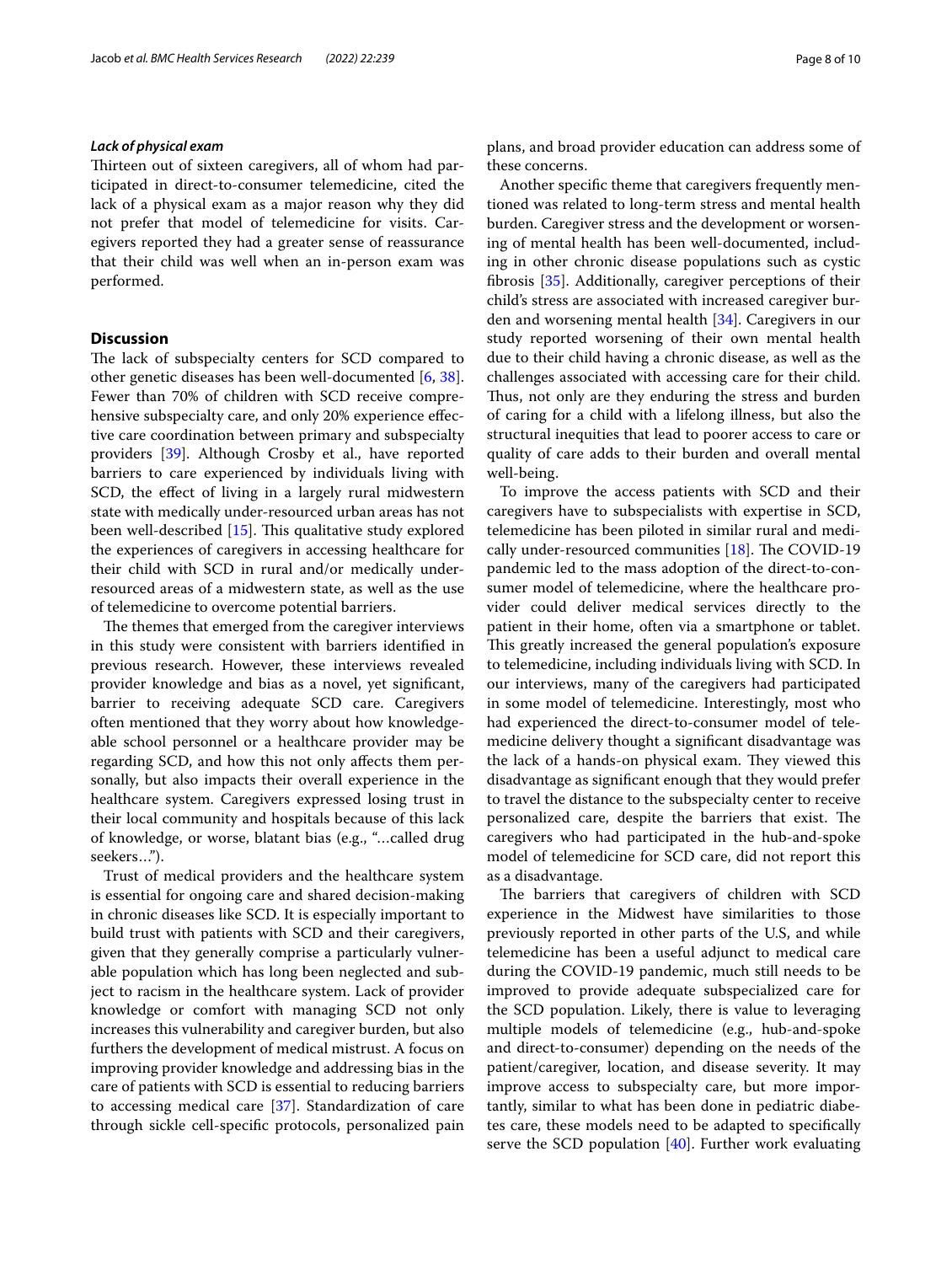#### *Lack of physical exam*

Thirteen out of sixteen caregivers, all of whom had participated in direct-to-consumer telemedicine, cited the lack of a physical exam as a major reason why they did not prefer that model of telemedicine for visits. Caregivers reported they had a greater sense of reassurance that their child was well when an in-person exam was performed.

## Discussion

The lack of subspecialty centers for SCD compared to other genetic diseases has been well-documented [6, 38]. Fewer than 70% of children with SCD receive comprehensive subspecialty care, and only 20% experience effective care coordination between primary and subspecialty providers [39]. Although Crosby et al., have reported barriers to care experienced by individuals living with SCD, the effect of living in a largely rural midwestern state with medically under-resourced urban areas has not been well-described [15]. This qualitative study explored the experiences of caregivers in accessing healthcare for their child with SCD in rural and/or medically under-resourced areas of a midwestern state, as well as the use of telemedicine to overcome potential barriers.

The themes that emerged from the caregiver interviews in this study were consistent with barriers identified in previous research. However, these interviews revealed provider knowledge and bias as a novel, yet significant, barrier to receiving adequate SCD care. Caregivers often mentioned that they worry about how knowledgeable school personnel or a healthcare provider may be regarding SCD, and how this not only affects them personally, but also impacts their overall experience in the healthcare system. Caregivers expressed losing trust in their local community and hospitals because of this lack of knowledge, or worse, blatant bias (e.g., "…called drug seekers…").

Trust of medical providers and the healthcare system is essential for ongoing care and shared decision-making in chronic diseases like SCD. It is especially important to build trust with patients with SCD and their caregivers, given that they generally comprise a particularly vulnerable population which has long been neglected and subject to racism in the healthcare system. Lack of provider knowledge or comfort with managing SCD not only increases this vulnerability and caregiver burden, but also furthers the development of medical mistrust. A focus on improving provider knowledge and addressing bias in the care of patients with SCD is essential to reducing barriers to accessing medical care [37]. Standardization of care through sickle cell-specific protocols, personalized pain plans, and broad provider education can address some of these concerns.

Another specific theme that caregivers frequently mentioned was related to long-term stress and mental health burden. Caregiver stress and the development or worsening of mental health has been well-documented, including in other chronic disease populations such as cystic fibrosis [35]. Additionally, caregiver perceptions of their child's stress are associated with increased caregiver burden and worsening mental health [34]. Caregivers in our study reported worsening of their own mental health due to their child having a chronic disease, as well as the challenges associated with accessing care for their child. Thus, not only are they enduring the stress and burden of caring for a child with a lifelong illness, but also the structural inequities that lead to poorer access to care or quality of care adds to their burden and overall mental well-being.

To improve the access patients with SCD and their caregivers have to subspecialists with expertise in SCD, telemedicine has been piloted in similar rural and medically under-resourced communities [18]. The COVID-19 pandemic led to the mass adoption of the direct-to-consumer model of telemedicine, where the healthcare provider could deliver medical services directly to the patient in their home, often via a smartphone or tablet. This greatly increased the general population's exposure to telemedicine, including individuals living with SCD. In our interviews, many of the caregivers had participated in some model of telemedicine. Interestingly, most who had experienced the direct-to-consumer model of telemedicine delivery thought a significant disadvantage was the lack of a hands-on physical exam. They viewed this disadvantage as significant enough that they would prefer to travel the distance to the subspecialty center to receive personalized care, despite the barriers that exist. The caregivers who had participated in the hub-and-spoke model of telemedicine for SCD care, did not report this as a disadvantage.

The barriers that caregivers of children with SCD experience in the Midwest have similarities to those previously reported in other parts of the U.S, and while telemedicine has been a useful adjunct to medical care during the COVID-19 pandemic, much still needs to be improved to provide adequate subspecialized care for the SCD population. Likely, there is value to leveraging multiple models of telemedicine (e.g., hub-and-spoke and direct-to-consumer) depending on the needs of the patient/caregiver, location, and disease severity. It may improve access to subspecialty care, but more importantly, similar to what has been done in pediatric diabetes care, these models need to be adapted to specifically serve the SCD population [40]. Further work evaluating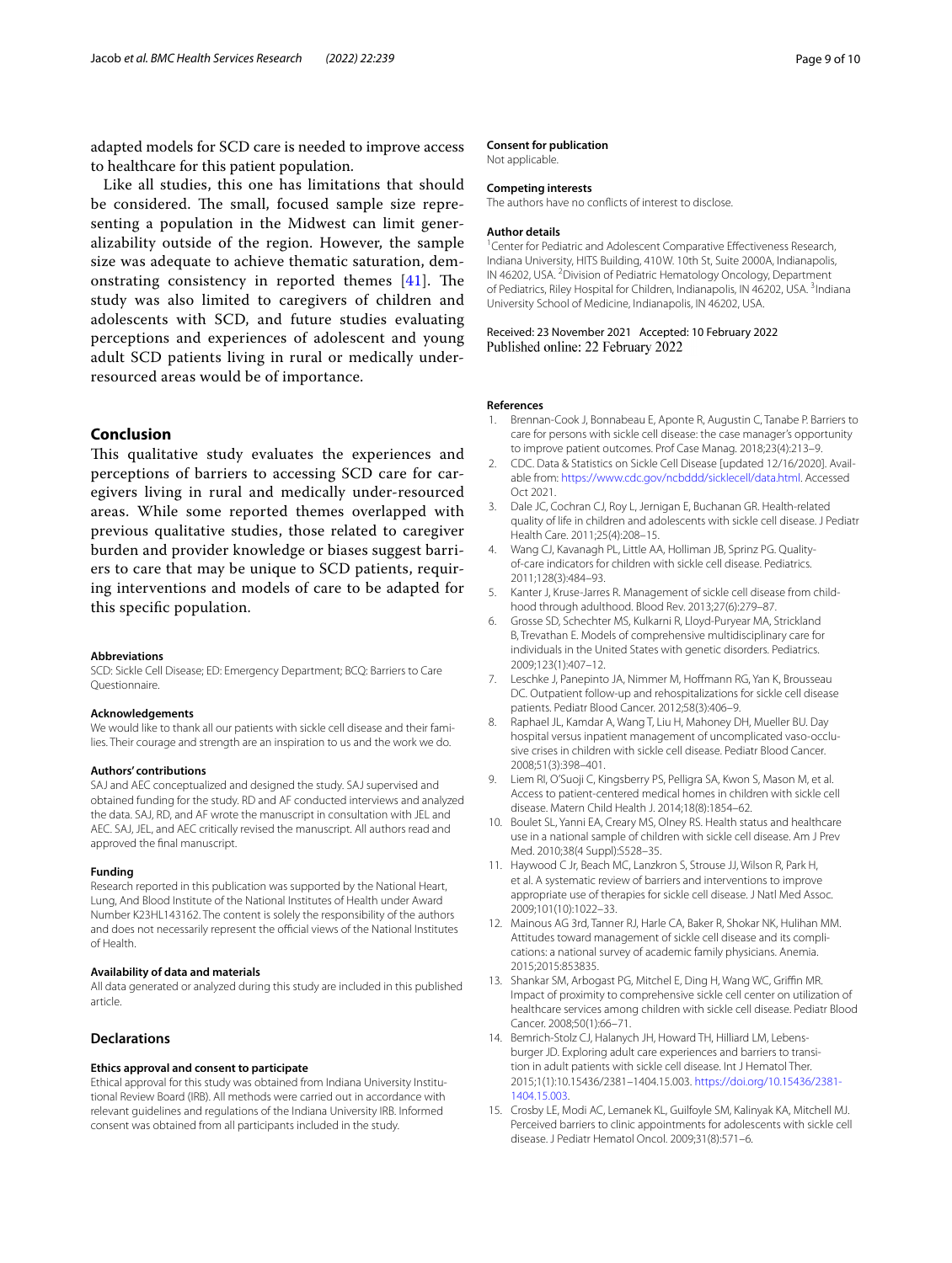adapted models for SCD care is needed to improve access to healthcare for this patient population.

Like all studies, this one has limitations that should be considered. The small, focused sample size representing a population in the Midwest can limit generalizability outside of the region. However, the sample size was adequate to achieve thematic saturation, demonstrating consistency in reported themes [41]. The study was also limited to caregivers of children and adolescents with SCD, and future studies evaluating perceptions and experiences of adolescent and young adult SCD patients living in rural or medically under-resourced areas would be of importance.

## Conclusion

This qualitative study evaluates the experiences and perceptions of barriers to accessing SCD care for caregivers living in rural and medically under-resourced areas. While some reported themes overlapped with previous qualitative studies, those related to caregiver burden and provider knowledge or biases suggest barriers to care that may be unique to SCD patients, requiring interventions and models of care to be adapted for this specific population.

#### Abbreviations

SCD: Sickle Cell Disease; ED: Emergency Department; BCQ: Barriers to Care Questionnaire.

#### Acknowledgements

We would like to thank all our patients with sickle cell disease and their families. Their courage and strength are an inspiration to us and the work we do.

#### Authors' contributions

SAJ and AEC conceptualized and designed the study. SAJ supervised and obtained funding for the study. RD and AF conducted interviews and analyzed the data. SAJ, RD, and AF wrote the manuscript in consultation with JEL and AEC. SAJ, JEL, and AEC critically revised the manuscript. All authors read and approved the final manuscript.

#### Funding

Research reported in this publication was supported by the National Heart, Lung, And Blood Institute of the National Institutes of Health under Award Number K23HL143162. The content is solely the responsibility of the authors and does not necessarily represent the official views of the National Institutes of Health.

#### Availability of data and materials

All data generated or analyzed during this study are included in this published article.

## Declarations

#### Ethics approval and consent to participate

Ethical approval for this study was obtained from Indiana University Institutional Review Board (IRB). All methods were carried out in accordance with relevant guidelines and regulations of the Indiana University IRB. Informed consent was obtained from all participants included in the study.

#### Consent for publication

Not applicable.

#### Competing interests

The authors have no conflicts of interest to disclose.

#### Author details

[1] Center for Pediatric and Adolescent Comparative Effectiveness Research, Indiana University, HITS Building, 410W. 10th St, Suite 2000A, Indianapolis, IN 46202, USA. [2] Division of Pediatric Hematology Oncology, Department of Pediatrics, Riley Hospital for Children, Indianapolis, IN 46202, USA. [3] Indiana University School of Medicine, Indianapolis, IN 46202, USA.

Received: 23 November 2021 Accepted: 10 February 2022
Published online: 22 February 2022

#### References

1. Brennan-Cook J, Bonnabeau E, Aponte R, Augustin C, Tanabe P. Barriers to care for persons with sickle cell disease: the case manager's opportunity to improve patient outcomes. Prof Case Manag. 2018;23(4):213–9.
2. CDC. Data & Statistics on Sickle Cell Disease [updated 12/16/2020]. Available from: https://www.cdc.gov/ncbddd/sicklecell/data.html. Accessed Oct 2021.
3. Dale JC, Cochran CJ, Roy L, Jernigan E, Buchanan GR. Health-related quality of life in children and adolescents with sickle cell disease. J Pediatr Health Care. 2011;25(4):208–15.
4. Wang CJ, Kavanagh PL, Little AA, Holliman JB, Sprinz PG. Quality-of-care indicators for children with sickle cell disease. Pediatrics. 2011;128(3):484–93.
5. Kanter J, Kruse-Jarres R. Management of sickle cell disease from childhood through adulthood. Blood Rev. 2013;27(6):279–87.
6. Grosse SD, Schechter MS, Kulkarni R, Lloyd-Puryear MA, Strickland B, Trevathan E. Models of comprehensive multidisciplinary care for individuals in the United States with genetic disorders. Pediatrics. 2009;123(1):407–12.
7. Leschke J, Panepinto JA, Nimmer M, Hoffmann RG, Yan K, Brousseau DC. Outpatient follow-up and rehospitalizations for sickle cell disease patients. Pediatr Blood Cancer. 2012;58(3):406–9.
8. Raphael JL, Kamdar A, Wang T, Liu H, Mahoney DH, Mueller BU. Day hospital versus inpatient management of uncomplicated vaso-occlusive crises in children with sickle cell disease. Pediatr Blood Cancer. 2008;51(3):398–401.
9. Liem RI, O'Suoji C, Kingsberry PS, Pelligra SA, Kwon S, Mason M, et al. Access to patient-centered medical homes in children with sickle cell disease. Matern Child Health J. 2014;18(8):1854–62.
10. Boulet SL, Yanni EA, Creary MS, Olney RS. Health status and healthcare use in a national sample of children with sickle cell disease. Am J Prev Med. 2010;38(4 Suppl):S528–35.
11. Haywood C Jr, Beach MC, Lanzkron S, Strouse JJ, Wilson R, Park H, et al. A systematic review of barriers and interventions to improve appropriate use of therapies for sickle cell disease. J Natl Med Assoc. 2009;101(10):1022–33.
12. Mainous AG 3rd, Tanner RJ, Harle CA, Baker R, Shokar NK, Hulihan MM. Attitudes toward management of sickle cell disease and its complications: a national survey of academic family physicians. Anemia. 2015;2015:853835.
13. Shankar SM, Arbogast PG, Mitchel E, Ding H, Wang WC, Griffin MR. Impact of proximity to comprehensive sickle cell center on utilization of healthcare services among children with sickle cell disease. Pediatr Blood Cancer. 2008;50(1):66–71.
14. Bemrich-Stolz CJ, Halanych JH, Howard TH, Hilliard LM, Lebensburger JD. Exploring adult care experiences and barriers to transition in adult patients with sickle cell disease. Int J Hematol Ther. 2015;1(1):10.15436/2381–1404.15.003. https://doi.org/10.15436/2381-1404.15.003.
15. Crosby LE, Modi AC, Lemanek KL, Guilfoyle SM, Kalinyak KA, Mitchell MJ. Perceived barriers to clinic appointments for adolescents with sickle cell disease. J Pediatr Hematol Oncol. 2009;31(8):571–6.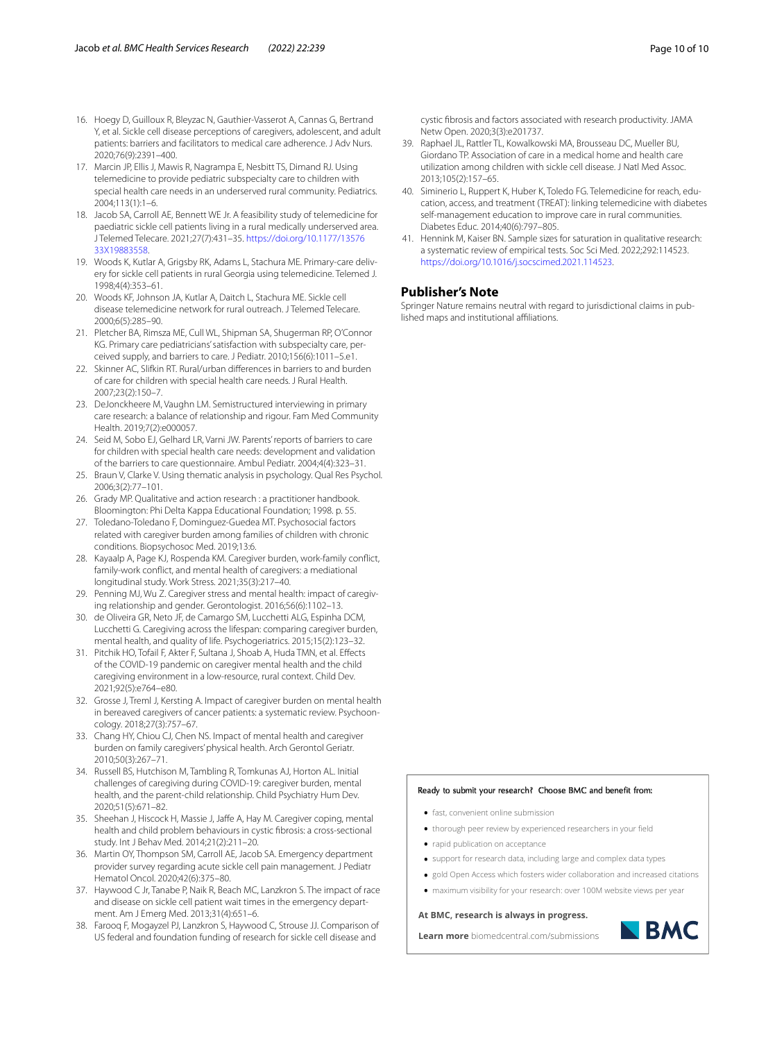16. Hoegy D, Guilloux R, Bleyzac N, Gauthier-Vasserot A, Cannas G, Bertrand Y, et al. Sickle cell disease perceptions of caregivers, adolescent, and adult patients: barriers and facilitators to medical care adherence. J Adv Nurs. 2020;76(9):2391–400.
17. Marcin JP, Ellis J, Mawis R, Nagrampa E, Nesbitt TS, Dimand RJ. Using telemedicine to provide pediatric subspecialty care to children with special health care needs in an underserved rural community. Pediatrics. 2004;113(1):1–6.
18. Jacob SA, Carroll AE, Bennett WE Jr. A feasibility study of telemedicine for paediatric sickle cell patients living in a rural medically underserved area. J Telemed Telecare. 2021;27(7):431–35. https://doi.org/10.1177/1357633X19883558.
19. Woods K, Kutlar A, Grigsby RK, Adams L, Stachura ME. Primary-care delivery for sickle cell patients in rural Georgia using telemedicine. Telemed J. 1998;4(4):353–61.
20. Woods KF, Johnson JA, Kutlar A, Daitch L, Stachura ME. Sickle cell disease telemedicine network for rural outreach. J Telemed Telecare. 2000;6(5):285–90.
21. Pletcher BA, Rimsza ME, Cull WL, Shipman SA, Shugerman RP, O'Connor KG. Primary care pediatricians' satisfaction with subspecialty care, perceived supply, and barriers to care. J Pediatr. 2010;156(6):1011–5.e1.
22. Skinner AC, Slifkin RT. Rural/urban differences in barriers to and burden of care for children with special health care needs. J Rural Health. 2007;23(2):150–7.
23. DeJonckheere M, Vaughn LM. Semistructured interviewing in primary care research: a balance of relationship and rigour. Fam Med Community Health. 2019;7(2):e000057.
24. Seid M, Sobo EJ, Gelhard LR, Varni JW. Parents' reports of barriers to care for children with special health care needs: development and validation of the barriers to care questionnaire. Ambul Pediatr. 2004;4(4):323–31.
25. Braun V, Clarke V. Using thematic analysis in psychology. Qual Res Psychol. 2006;3(2):77–101.
26. Grady MP. Qualitative and action research : a practitioner handbook. Bloomington: Phi Delta Kappa Educational Foundation; 1998. p. 55.
27. Toledano-Toledano F, Dominguez-Guedea MT. Psychosocial factors related with caregiver burden among families of children with chronic conditions. Biopsychosoc Med. 2019;13:6.
28. Kayaalp A, Page KJ, Rospenda KM. Caregiver burden, work-family conflict, family-work conflict, and mental health of caregivers: a mediational longitudinal study. Work Stress. 2021;35(3):217–40.
29. Penning MJ, Wu Z. Caregiver stress and mental health: impact of caregiving relationship and gender. Gerontologist. 2016;56(6):1102–13.
30. de Oliveira GR, Neto JF, de Camargo SM, Lucchetti ALG, Espinha DCM, Lucchetti G. Caregiving across the lifespan: comparing caregiver burden, mental health, and quality of life. Psychogeriatrics. 2015;15(2):123–32.
31. Pitchik HO, Tofail F, Akter F, Sultana J, Shoab A, Huda TMN, et al. Effects of the COVID-19 pandemic on caregiver mental health and the child caregiving environment in a low-resource, rural context. Child Dev. 2021;92(5):e764–e80.
32. Grosse J, Treml J, Kersting A. Impact of caregiver burden on mental health in bereaved caregivers of cancer patients: a systematic review. Psychooncology. 2018;27(3):757–67.
33. Chang HY, Chiou CJ, Chen NS. Impact of mental health and caregiver burden on family caregivers' physical health. Arch Gerontol Geriatr. 2010;50(3):267–71.
34. Russell BS, Hutchison M, Tambling R, Tomkunas AJ, Horton AL. Initial challenges of caregiving during COVID-19: caregiver burden, mental health, and the parent-child relationship. Child Psychiatry Hum Dev. 2020;51(5):671–82.
35. Sheehan J, Hiscock H, Massie J, Jaffe A, Hay M. Caregiver coping, mental health and child problem behaviours in cystic fibrosis: a cross-sectional study. Int J Behav Med. 2014;21(2):211–20.
36. Martin OY, Thompson SM, Carroll AE, Jacob SA. Emergency department provider survey regarding acute sickle cell pain management. J Pediatr Hematol Oncol. 2020;42(6):375–80.
37. Haywood C Jr, Tanabe P, Naik R, Beach MC, Lanzkron S. The impact of race and disease on sickle cell patient wait times in the emergency department. Am J Emerg Med. 2013;31(4):651–6.
38. Farooq F, Mogayzel PJ, Lanzkron S, Haywood C, Strouse JJ. Comparison of US federal and foundation funding of research for sickle cell disease and cystic fibrosis and factors associated with research productivity. JAMA Netw Open. 2020;3(3):e201737.
39. Raphael JL, Rattler TL, Kowalkowski MA, Brousseau DC, Mueller BU, Giordano TP. Association of care in a medical home and health care utilization among children with sickle cell disease. J Natl Med Assoc. 2013;105(2):157–65.
40. Siminerio L, Ruppert K, Huber K, Toledo FG. Telemedicine for reach, education, access, and treatment (TREAT): linking telemedicine with diabetes self-management education to improve care in rural communities. Diabetes Educ. 2014;40(6):797–805.
41. Hennink M, Kaiser BN. Sample sizes for saturation in qualitative research: a systematic review of empirical tests. Soc Sci Med. 2022;292:114523. https://doi.org/10.1016/j.socscimed.2021.114523.

## Publisher's Note

Springer Nature remains neutral with regard to jurisdictional claims in published maps and institutional affiliations.

Ready to submit your research? Choose BMC and benefit from:

- fast, convenient online submission
- thorough peer review by experienced researchers in your field
- rapid publication on acceptance
- support for research data, including large and complex data types
- gold Open Access which fosters wider collaboration and increased citations
- maximum visibility for your research: over 100M website views per year

**At BMC, research is always in progress.**

**Learn more** biomedcentral.com/submissions

BMC